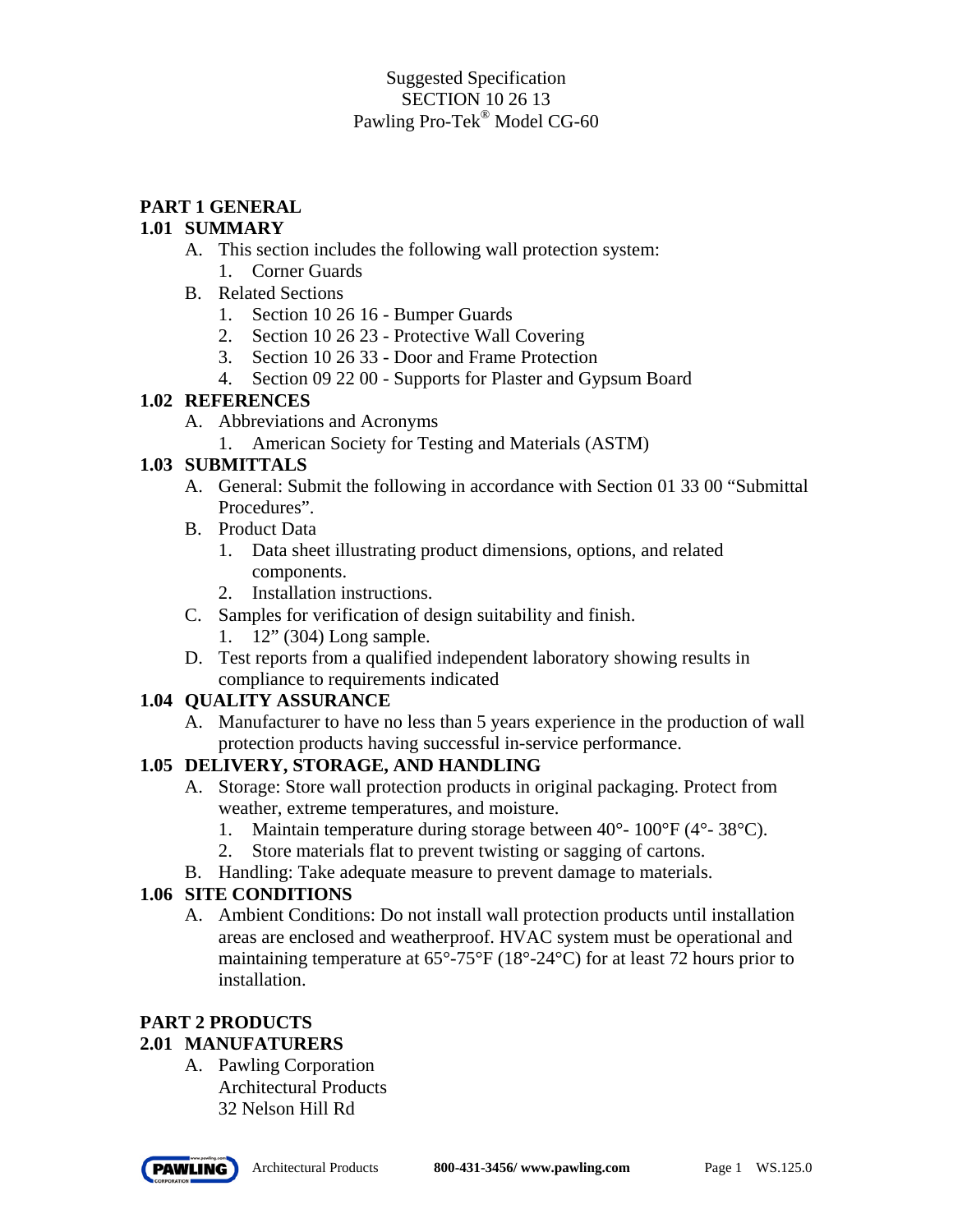Suggested Specification
SECTION 10 26 13
Pawling Pro-Tek® Model CG-60

## PART 1 GENERAL

### 1.01 SUMMARY

A. This section includes the following wall protection system:
   1. Corner Guards

B. Related Sections
   1. Section 10 26 16 - Bumper Guards
   2. Section 10 26 23 - Protective Wall Covering
   3. Section 10 26 33 - Door and Frame Protection
   4. Section 09 22 00 - Supports for Plaster and Gypsum Board

### 1.02 REFERENCES

A. Abbreviations and Acronyms
   1. American Society for Testing and Materials (ASTM)

### 1.03 SUBMITTALS

A. General: Submit the following in accordance with Section 01 33 00 "Submittal Procedures".

B. Product Data
   1. Data sheet illustrating product dimensions, options, and related components.
   2. Installation instructions.

C. Samples for verification of design suitability and finish.
   1. 12" (304) Long sample.

D. Test reports from a qualified independent laboratory showing results in compliance to requirements indicated

### 1.04 QUALITY ASSURANCE

A. Manufacturer to have no less than 5 years experience in the production of wall protection products having successful in-service performance.

### 1.05 DELIVERY, STORAGE, AND HANDLING

A. Storage: Store wall protection products in original packaging. Protect from weather, extreme temperatures, and moisture.
   1. Maintain temperature during storage between 40°- 100°F (4°- 38°C).
   2. Store materials flat to prevent twisting or sagging of cartons.

B. Handling: Take adequate measure to prevent damage to materials.

### 1.06 SITE CONDITIONS

A. Ambient Conditions: Do not install wall protection products until installation areas are enclosed and weatherproof. HVAC system must be operational and maintaining temperature at 65°-75°F (18°-24°C) for at least 72 hours prior to installation.

## PART 2 PRODUCTS

### 2.01 MANUFACTURERS

A. Pawling Corporation
   Architectural Products
   32 Nelson Hill Rd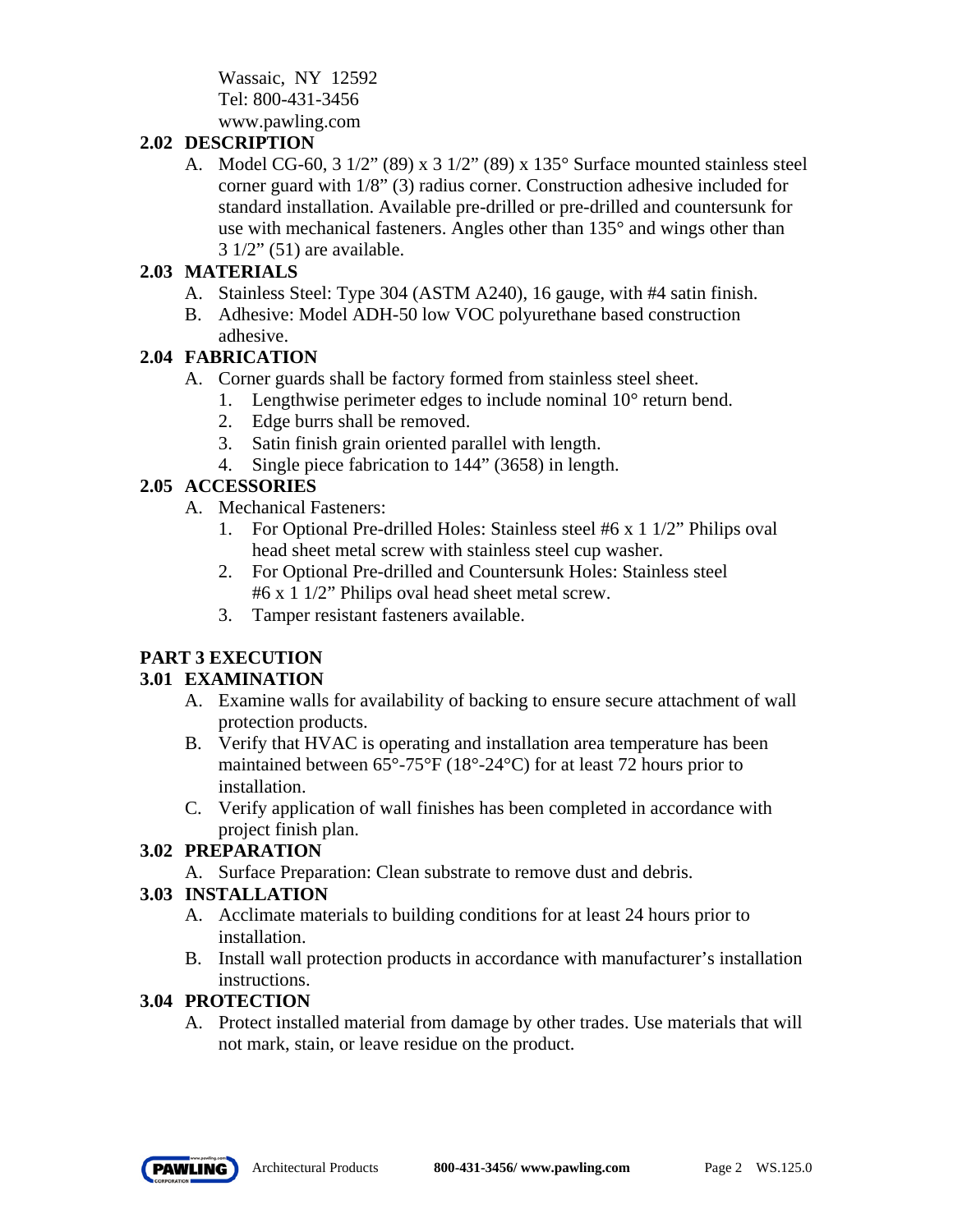Wassaic, NY 12592
Tel: 800-431-3456
www.pawling.com

### 2.02 DESCRIPTION

A. Model CG-60, 3 1/2" (89) x 3 1/2" (89) x 135° Surface mounted stainless steel corner guard with 1/8" (3) radius corner. Construction adhesive included for standard installation. Available pre-drilled or pre-drilled and countersunk for use with mechanical fasteners. Angles other than 135° and wings other than 3 1/2" (51) are available.

### 2.03 MATERIALS

A. Stainless Steel: Type 304 (ASTM A240), 16 gauge, with #4 satin finish.

B. Adhesive: Model ADH-50 low VOC polyurethane based construction adhesive.

### 2.04 FABRICATION

A. Corner guards shall be factory formed from stainless steel sheet.
   1. Lengthwise perimeter edges to include nominal 10° return bend.
   2. Edge burrs shall be removed.
   3. Satin finish grain oriented parallel with length.
   4. Single piece fabrication to 144" (3658) in length.

### 2.05 ACCESSORIES

A. Mechanical Fasteners:
   1. For Optional Pre-drilled Holes: Stainless steel #6 x 1 1/2" Philips oval head sheet metal screw with stainless steel cup washer.
   2. For Optional Pre-drilled and Countersunk Holes: Stainless steel #6 x 1 1/2" Philips oval head sheet metal screw.
   3. Tamper resistant fasteners available.

## PART 3 EXECUTION

### 3.01 EXAMINATION

A. Examine walls for availability of backing to ensure secure attachment of wall protection products.

B. Verify that HVAC is operating and installation area temperature has been maintained between 65°-75°F (18°-24°C) for at least 72 hours prior to installation.

C. Verify application of wall finishes has been completed in accordance with project finish plan.

### 3.02 PREPARATION

A. Surface Preparation: Clean substrate to remove dust and debris.

### 3.03 INSTALLATION

A. Acclimate materials to building conditions for at least 24 hours prior to installation.

B. Install wall protection products in accordance with manufacturer's installation instructions.

### 3.04 PROTECTION

A. Protect installed material from damage by other trades. Use materials that will not mark, stain, or leave residue on the product.